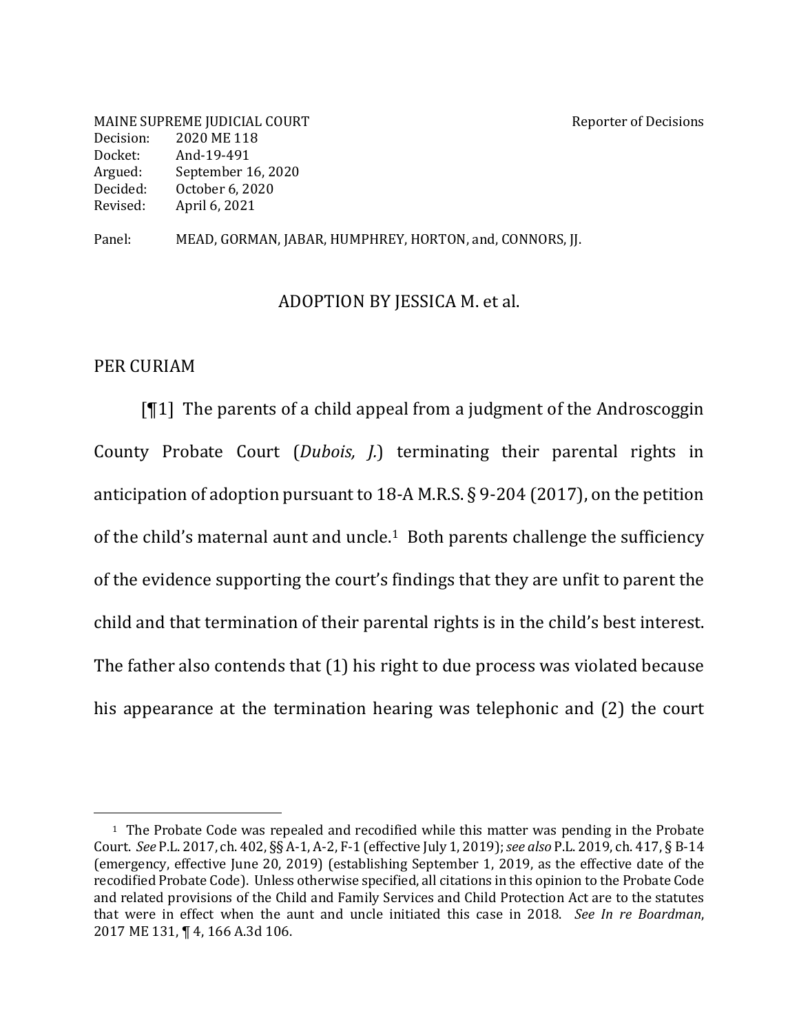MAINE SUPREME JUDICIAL COURT Reporter of Decisions
Decision: 2020 ME 118
Docket: And-19-491
Argued: September 16, 2020
Decided: October 6, 2020
Revised: April 6, 2021

Panel: MEAD, GORMAN, JABAR, HUMPHREY, HORTON, and, CONNORS, JJ.

ADOPTION BY JESSICA M. et al.

PER CURIAM

[¶1] The parents of a child appeal from a judgment of the Androscoggin County Probate Court (*Dubois, J.*) terminating their parental rights in anticipation of adoption pursuant to 18-A M.R.S. § 9-204 (2017), on the petition of the child's maternal aunt and uncle.[1] Both parents challenge the sufficiency of the evidence supporting the court's findings that they are unfit to parent the child and that termination of their parental rights is in the child's best interest. The father also contends that (1) his right to due process was violated because his appearance at the termination hearing was telephonic and (2) the court

---

[1] The Probate Code was repealed and recodified while this matter was pending in the Probate Court. *See* P.L. 2017, ch. 402, §§ A-1, A-2, F-1 (effective July 1, 2019); *see also* P.L. 2019, ch. 417, § B-14 (emergency, effective June 20, 2019) (establishing September 1, 2019, as the effective date of the recodified Probate Code). Unless otherwise specified, all citations in this opinion to the Probate Code and related provisions of the Child and Family Services and Child Protection Act are to the statutes that were in effect when the aunt and uncle initiated this case in 2018. *See In re Boardman*, 2017 ME 131, ¶ 4, 166 A.3d 106.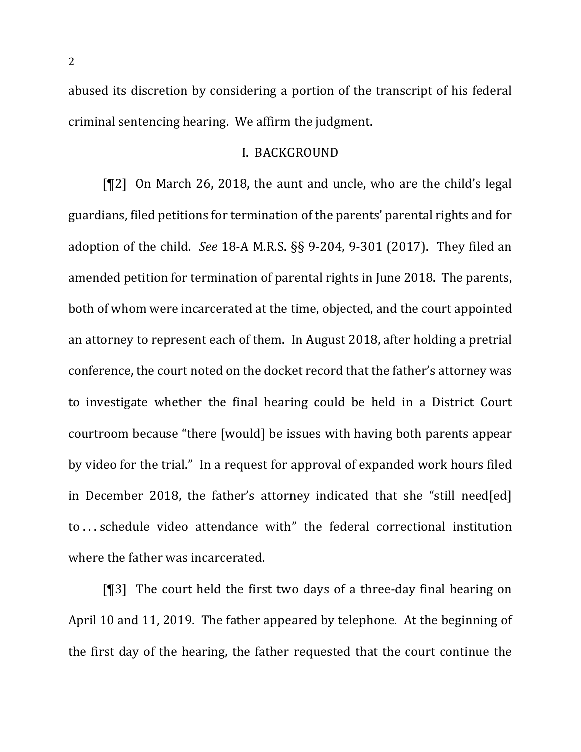abused its discretion by considering a portion of the transcript of his federal criminal sentencing hearing. We affirm the judgment.

## I. BACKGROUND

[¶2] On March 26, 2018, the aunt and uncle, who are the child's legal guardians, filed petitions for termination of the parents' parental rights and for adoption of the child. *See* 18-A M.R.S. §§ 9-204, 9-301 (2017). They filed an amended petition for termination of parental rights in June 2018. The parents, both of whom were incarcerated at the time, objected, and the court appointed an attorney to represent each of them. In August 2018, after holding a pretrial conference, the court noted on the docket record that the father's attorney was to investigate whether the final hearing could be held in a District Court courtroom because "there [would] be issues with having both parents appear by video for the trial." In a request for approval of expanded work hours filed in December 2018, the father's attorney indicated that she "still need[ed] to . . . schedule video attendance with" the federal correctional institution where the father was incarcerated.

[¶3] The court held the first two days of a three-day final hearing on April 10 and 11, 2019. The father appeared by telephone. At the beginning of the first day of the hearing, the father requested that the court continue the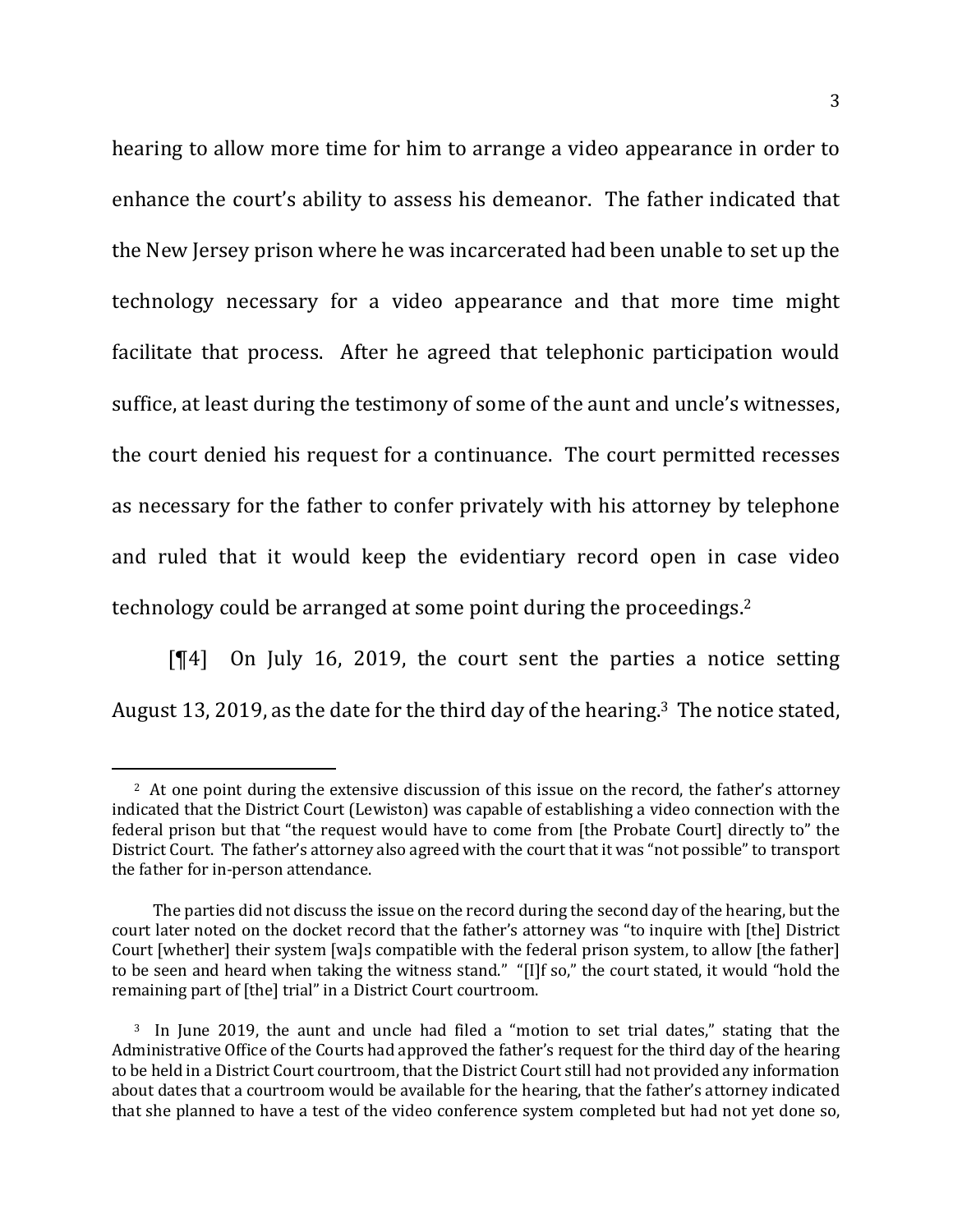hearing to allow more time for him to arrange a video appearance in order to enhance the court's ability to assess his demeanor. The father indicated that the New Jersey prison where he was incarcerated had been unable to set up the technology necessary for a video appearance and that more time might facilitate that process. After he agreed that telephonic participation would suffice, at least during the testimony of some of the aunt and uncle's witnesses, the court denied his request for a continuance. The court permitted recesses as necessary for the father to confer privately with his attorney by telephone and ruled that it would keep the evidentiary record open in case video technology could be arranged at some point during the proceedings.[2]

[¶4] On July 16, 2019, the court sent the parties a notice setting August 13, 2019, as the date for the third day of the hearing.[3] The notice stated,

---

[2] At one point during the extensive discussion of this issue on the record, the father's attorney indicated that the District Court (Lewiston) was capable of establishing a video connection with the federal prison but that "the request would have to come from [the Probate Court] directly to" the District Court. The father's attorney also agreed with the court that it was "not possible" to transport the father for in-person attendance.

The parties did not discuss the issue on the record during the second day of the hearing, but the court later noted on the docket record that the father's attorney was "to inquire with [the] District Court [whether] their system [wa]s compatible with the federal prison system, to allow [the father] to be seen and heard when taking the witness stand." "[I]f so," the court stated, it would "hold the remaining part of [the] trial" in a District Court courtroom.

[3] In June 2019, the aunt and uncle had filed a "motion to set trial dates," stating that the Administrative Office of the Courts had approved the father's request for the third day of the hearing to be held in a District Court courtroom, that the District Court still had not provided any information about dates that a courtroom would be available for the hearing, that the father's attorney indicated that she planned to have a test of the video conference system completed but had not yet done so,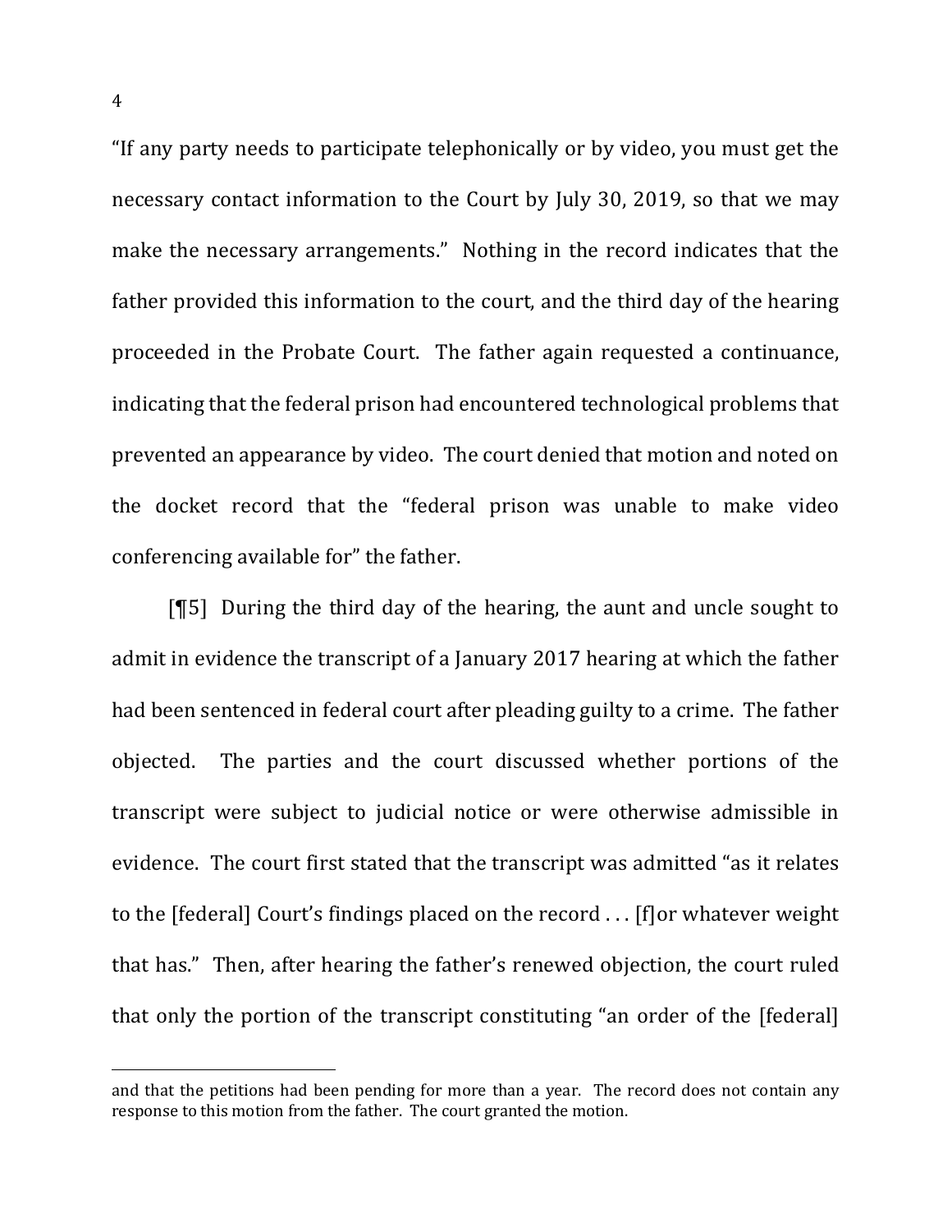"If any party needs to participate telephonically or by video, you must get the necessary contact information to the Court by July 30, 2019, so that we may make the necessary arrangements." Nothing in the record indicates that the father provided this information to the court, and the third day of the hearing proceeded in the Probate Court. The father again requested a continuance, indicating that the federal prison had encountered technological problems that prevented an appearance by video. The court denied that motion and noted on the docket record that the "federal prison was unable to make video conferencing available for" the father.

[¶5] During the third day of the hearing, the aunt and uncle sought to admit in evidence the transcript of a January 2017 hearing at which the father had been sentenced in federal court after pleading guilty to a crime. The father objected. The parties and the court discussed whether portions of the transcript were subject to judicial notice or were otherwise admissible in evidence. The court first stated that the transcript was admitted "as it relates to the [federal] Court's findings placed on the record . . . [f]or whatever weight that has." Then, after hearing the father's renewed objection, the court ruled that only the portion of the transcript constituting "an order of the [federal]

---

and that the petitions had been pending for more than a year. The record does not contain any response to this motion from the father. The court granted the motion.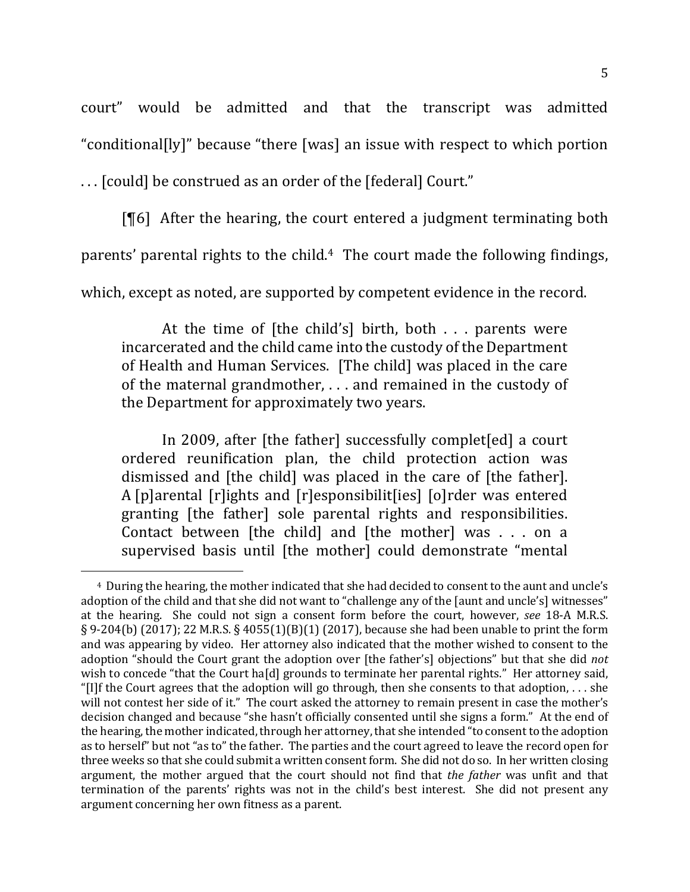court" would be admitted and that the transcript was admitted "conditional[ly]" because "there [was] an issue with respect to which portion . . . [could] be construed as an order of the [federal] Court."

[¶6] After the hearing, the court entered a judgment terminating both parents' parental rights to the child.[4] The court made the following findings, which, except as noted, are supported by competent evidence in the record.

> At the time of [the child's] birth, both . . . parents were incarcerated and the child came into the custody of the Department of Health and Human Services. [The child] was placed in the care of the maternal grandmother, . . . and remained in the custody of the Department for approximately two years.
>
> In 2009, after [the father] successfully complet[ed] a court ordered reunification plan, the child protection action was dismissed and [the child] was placed in the care of [the father]. A [p]arental [r]ights and [r]esponsibilit[ies] [o]rder was entered granting [the father] sole parental rights and responsibilities. Contact between [the child] and [the mother] was . . . on a supervised basis until [the mother] could demonstrate "mental

---

[4] During the hearing, the mother indicated that she had decided to consent to the aunt and uncle's adoption of the child and that she did not want to "challenge any of the [aunt and uncle's] witnesses" at the hearing. She could not sign a consent form before the court, however, *see* 18-A M.R.S. § 9-204(b) (2017); 22 M.R.S. § 4055(1)(B)(1) (2017), because she had been unable to print the form and was appearing by video. Her attorney also indicated that the mother wished to consent to the adoption "should the Court grant the adoption over [the father's] objections" but that she did *not* wish to concede "that the Court ha[d] grounds to terminate her parental rights." Her attorney said, "[I]f the Court agrees that the adoption will go through, then she consents to that adoption, . . . she will not contest her side of it." The court asked the attorney to remain present in case the mother's decision changed and because "she hasn't officially consented until she signs a form." At the end of the hearing, the mother indicated, through her attorney, that she intended "to consent to the adoption as to herself" but not "as to" the father. The parties and the court agreed to leave the record open for three weeks so that she could submit a written consent form. She did not do so. In her written closing argument, the mother argued that the court should not find that *the father* was unfit and that termination of the parents' rights was not in the child's best interest. She did not present any argument concerning her own fitness as a parent.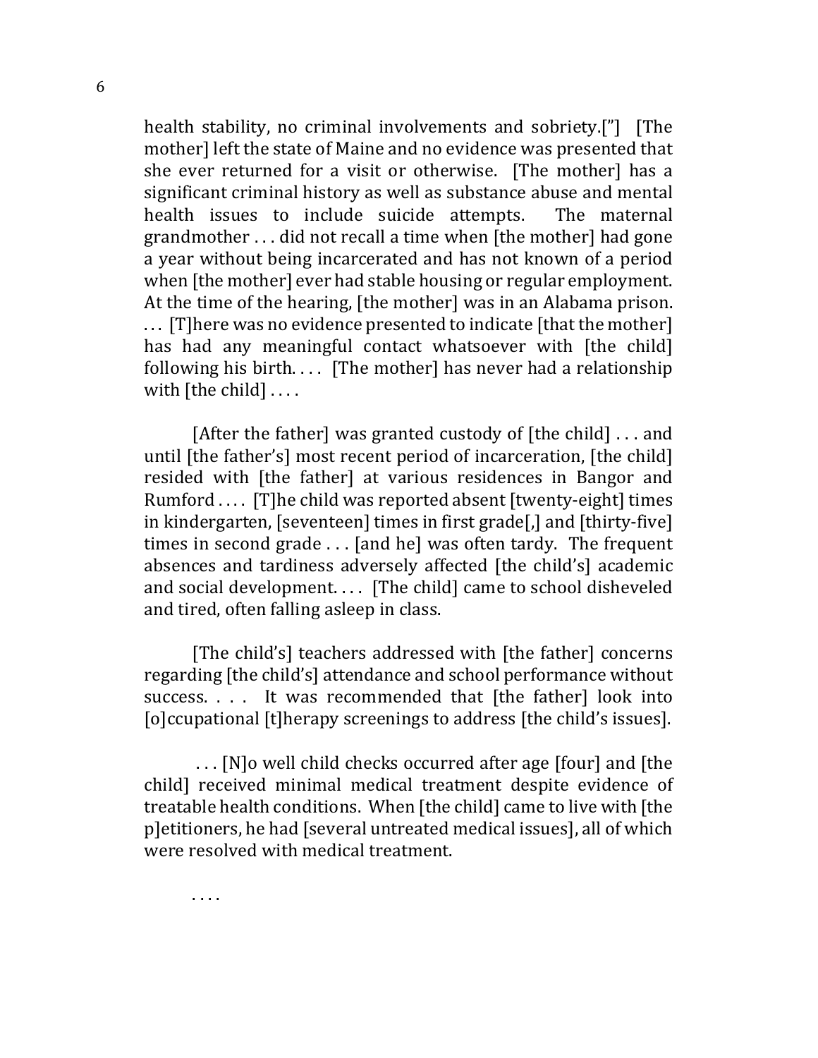health stability, no criminal involvements and sobriety.[”] [The mother] left the state of Maine and no evidence was presented that she ever returned for a visit or otherwise. [The mother] has a significant criminal history as well as substance abuse and mental health issues to include suicide attempts. The maternal grandmother . . . did not recall a time when [the mother] had gone a year without being incarcerated and has not known of a period when [the mother] ever had stable housing or regular employment. At the time of the hearing, [the mother] was in an Alabama prison. . . . [T]here was no evidence presented to indicate [that the mother] has had any meaningful contact whatsoever with [the child] following his birth. . . . [The mother] has never had a relationship with [the child] . . . .

[After the father] was granted custody of [the child] . . . and until [the father's] most recent period of incarceration, [the child] resided with [the father] at various residences in Bangor and Rumford . . . . [T]he child was reported absent [twenty-eight] times in kindergarten, [seventeen] times in first grade[,] and [thirty-five] times in second grade . . . [and he] was often tardy. The frequent absences and tardiness adversely affected [the child's] academic and social development. . . . [The child] came to school disheveled and tired, often falling asleep in class.

[The child's] teachers addressed with [the father] concerns regarding [the child's] attendance and school performance without success. . . . It was recommended that [the father] look into [o]ccupational [t]herapy screenings to address [the child's issues].

. . . [N]o well child checks occurred after age [four] and [the child] received minimal medical treatment despite evidence of treatable health conditions. When [the child] came to live with [the p]etitioners, he had [several untreated medical issues], all of which were resolved with medical treatment.

. . . .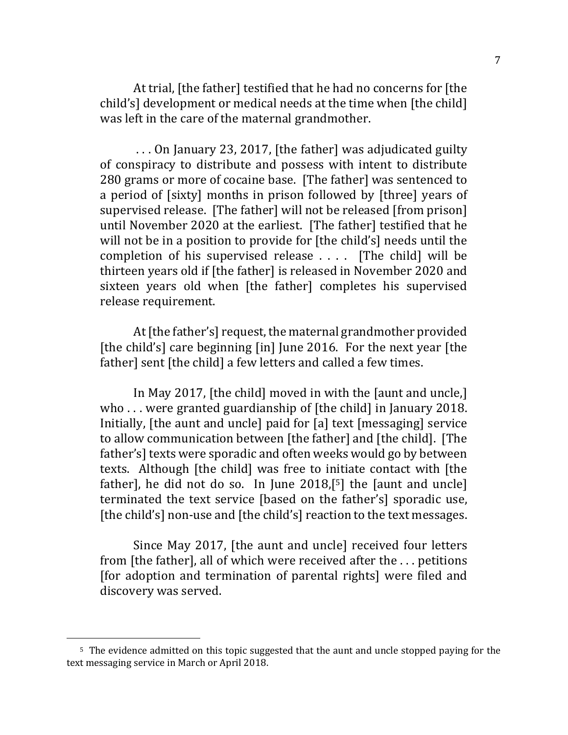At trial, [the father] testified that he had no concerns for [the child's] development or medical needs at the time when [the child] was left in the care of the maternal grandmother.

. . . On January 23, 2017, [the father] was adjudicated guilty of conspiracy to distribute and possess with intent to distribute 280 grams or more of cocaine base. [The father] was sentenced to a period of [sixty] months in prison followed by [three] years of supervised release. [The father] will not be released [from prison] until November 2020 at the earliest. [The father] testified that he will not be in a position to provide for [the child's] needs until the completion of his supervised release . . . . [The child] will be thirteen years old if [the father] is released in November 2020 and sixteen years old when [the father] completes his supervised release requirement.

At [the father's] request, the maternal grandmother provided [the child's] care beginning [in] June 2016. For the next year [the father] sent [the child] a few letters and called a few times.

In May 2017, [the child] moved in with the [aunt and uncle,] who . . . were granted guardianship of [the child] in January 2018. Initially, [the aunt and uncle] paid for [a] text [messaging] service to allow communication between [the father] and [the child]. [The father's] texts were sporadic and often weeks would go by between texts. Although [the child] was free to initiate contact with [the father], he did not do so. In June 2018,[5] the [aunt and uncle] terminated the text service [based on the father's] sporadic use, [the child's] non-use and [the child's] reaction to the text messages.

Since May 2017, [the aunt and uncle] received four letters from [the father], all of which were received after the . . . petitions [for adoption and termination of parental rights] were filed and discovery was served.

[5] The evidence admitted on this topic suggested that the aunt and uncle stopped paying for the text messaging service in March or April 2018.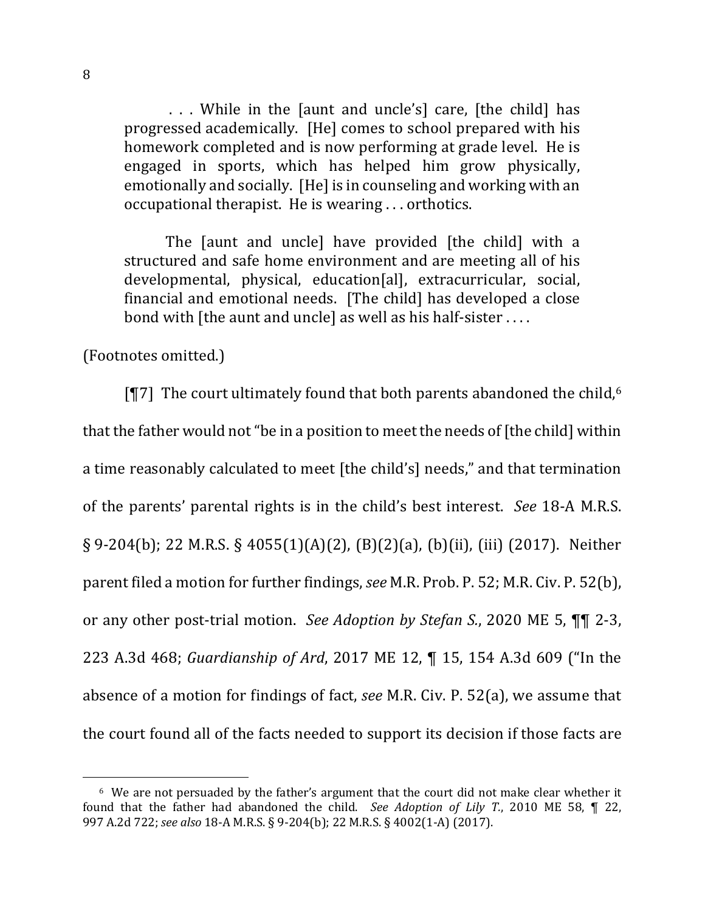> . . . While in the [aunt and uncle's] care, [the child] has progressed academically. [He] comes to school prepared with his homework completed and is now performing at grade level. He is engaged in sports, which has helped him grow physically, emotionally and socially. [He] is in counseling and working with an occupational therapist. He is wearing . . . orthotics.
>
> The [aunt and uncle] have provided [the child] with a structured and safe home environment and are meeting all of his developmental, physical, education[al], extracurricular, social, financial and emotional needs. [The child] has developed a close bond with [the aunt and uncle] as well as his half-sister . . . .

(Footnotes omitted.)

[¶7] The court ultimately found that both parents abandoned the child,[6] that the father would not "be in a position to meet the needs of [the child] within a time reasonably calculated to meet [the child's] needs," and that termination of the parents' parental rights is in the child's best interest. *See* 18-A M.R.S. § 9-204(b); 22 M.R.S. § 4055(1)(A)(2), (B)(2)(a), (b)(ii), (iii) (2017). Neither parent filed a motion for further findings, *see* M.R. Prob. P. 52; M.R. Civ. P. 52(b), or any other post-trial motion. *See Adoption by Stefan S.*, 2020 ME 5, ¶¶ 2-3, 223 A.3d 468; *Guardianship of Ard*, 2017 ME 12, ¶ 15, 154 A.3d 609 ("In the absence of a motion for findings of fact, *see* M.R. Civ. P. 52(a), we assume that the court found all of the facts needed to support its decision if those facts are

---

[6] We are not persuaded by the father's argument that the court did not make clear whether it found that the father had abandoned the child. *See Adoption of Lily T.*, 2010 ME 58, ¶ 22, 997 A.2d 722; *see also* 18-A M.R.S. § 9-204(b); 22 M.R.S. § 4002(1-A) (2017).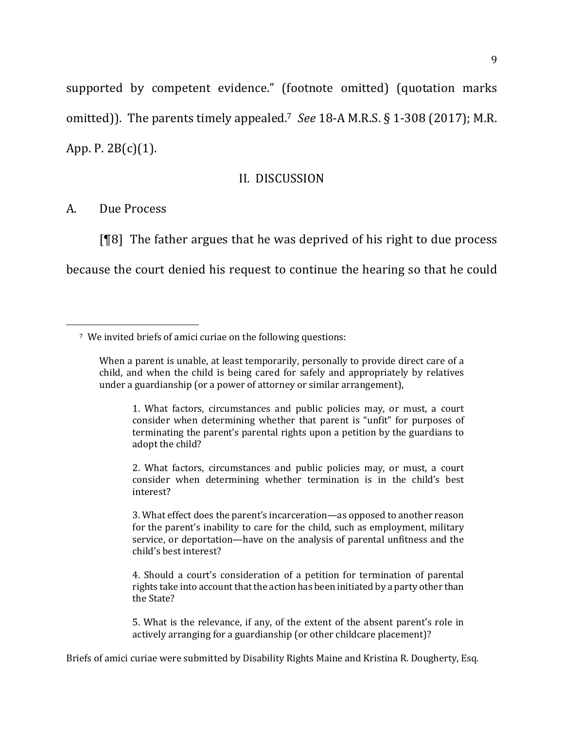supported by competent evidence." (footnote omitted) (quotation marks omitted)). The parents timely appealed.[7] *See* 18-A M.R.S. § 1-308 (2017); M.R. App. P. 2B(c)(1).

## II. DISCUSSION

### A. Due Process

[¶8] The father argues that he was deprived of his right to due process because the court denied his request to continue the hearing so that he could

---

[7] We invited briefs of amici curiae on the following questions:

> When a parent is unable, at least temporarily, personally to provide direct care of a child, and when the child is being cared for safely and appropriately by relatives under a guardianship (or a power of attorney or similar arrangement),
>
> > 1. What factors, circumstances and public policies may, or must, a court consider when determining whether that parent is "unfit" for purposes of terminating the parent's parental rights upon a petition by the guardians to adopt the child?
> >
> > 2. What factors, circumstances and public policies may, or must, a court consider when determining whether termination is in the child's best interest?
> >
> > 3. What effect does the parent's incarceration—as opposed to another reason for the parent's inability to care for the child, such as employment, military service, or deportation—have on the analysis of parental unfitness and the child's best interest?
> >
> > 4. Should a court's consideration of a petition for termination of parental rights take into account that the action has been initiated by a party other than the State?
> >
> > 5. What is the relevance, if any, of the extent of the absent parent's role in actively arranging for a guardianship (or other childcare placement)?

Briefs of amici curiae were submitted by Disability Rights Maine and Kristina R. Dougherty, Esq.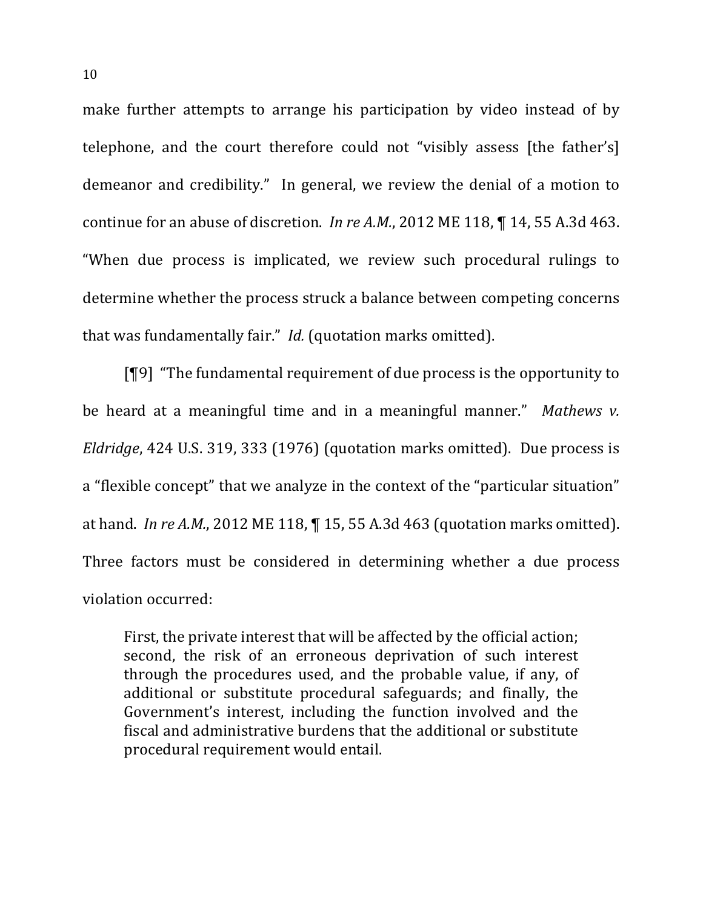make further attempts to arrange his participation by video instead of by telephone, and the court therefore could not "visibly assess [the father's] demeanor and credibility." In general, we review the denial of a motion to continue for an abuse of discretion. *In re A.M.*, 2012 ME 118, ¶ 14, 55 A.3d 463. "When due process is implicated, we review such procedural rulings to determine whether the process struck a balance between competing concerns that was fundamentally fair." *Id.* (quotation marks omitted).

[¶9] "The fundamental requirement of due process is the opportunity to be heard at a meaningful time and in a meaningful manner." *Mathews v. Eldridge*, 424 U.S. 319, 333 (1976) (quotation marks omitted). Due process is a "flexible concept" that we analyze in the context of the "particular situation" at hand. *In re A.M.*, 2012 ME 118, ¶ 15, 55 A.3d 463 (quotation marks omitted). Three factors must be considered in determining whether a due process violation occurred:

> First, the private interest that will be affected by the official action; second, the risk of an erroneous deprivation of such interest through the procedures used, and the probable value, if any, of additional or substitute procedural safeguards; and finally, the Government's interest, including the function involved and the fiscal and administrative burdens that the additional or substitute procedural requirement would entail.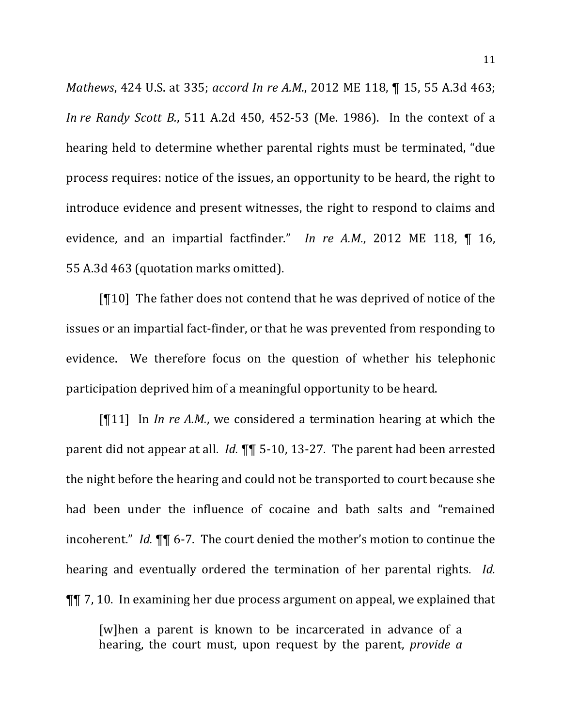*Mathews*, 424 U.S. at 335; *accord In re A.M.*, 2012 ME 118, ¶ 15, 55 A.3d 463; *In re Randy Scott B.*, 511 A.2d 450, 452-53 (Me. 1986). In the context of a hearing held to determine whether parental rights must be terminated, "due process requires: notice of the issues, an opportunity to be heard, the right to introduce evidence and present witnesses, the right to respond to claims and evidence, and an impartial factfinder." *In re A.M.*, 2012 ME 118, ¶ 16, 55 A.3d 463 (quotation marks omitted).

[¶10] The father does not contend that he was deprived of notice of the issues or an impartial fact-finder, or that he was prevented from responding to evidence. We therefore focus on the question of whether his telephonic participation deprived him of a meaningful opportunity to be heard.

[¶11] In *In re A.M.*, we considered a termination hearing at which the parent did not appear at all. *Id.* ¶¶ 5-10, 13-27. The parent had been arrested the night before the hearing and could not be transported to court because she had been under the influence of cocaine and bath salts and "remained incoherent." *Id.* ¶¶ 6-7. The court denied the mother's motion to continue the hearing and eventually ordered the termination of her parental rights. *Id.* ¶¶ 7, 10. In examining her due process argument on appeal, we explained that

> [w]hen a parent is known to be incarcerated in advance of a hearing, the court must, upon request by the parent, *provide a*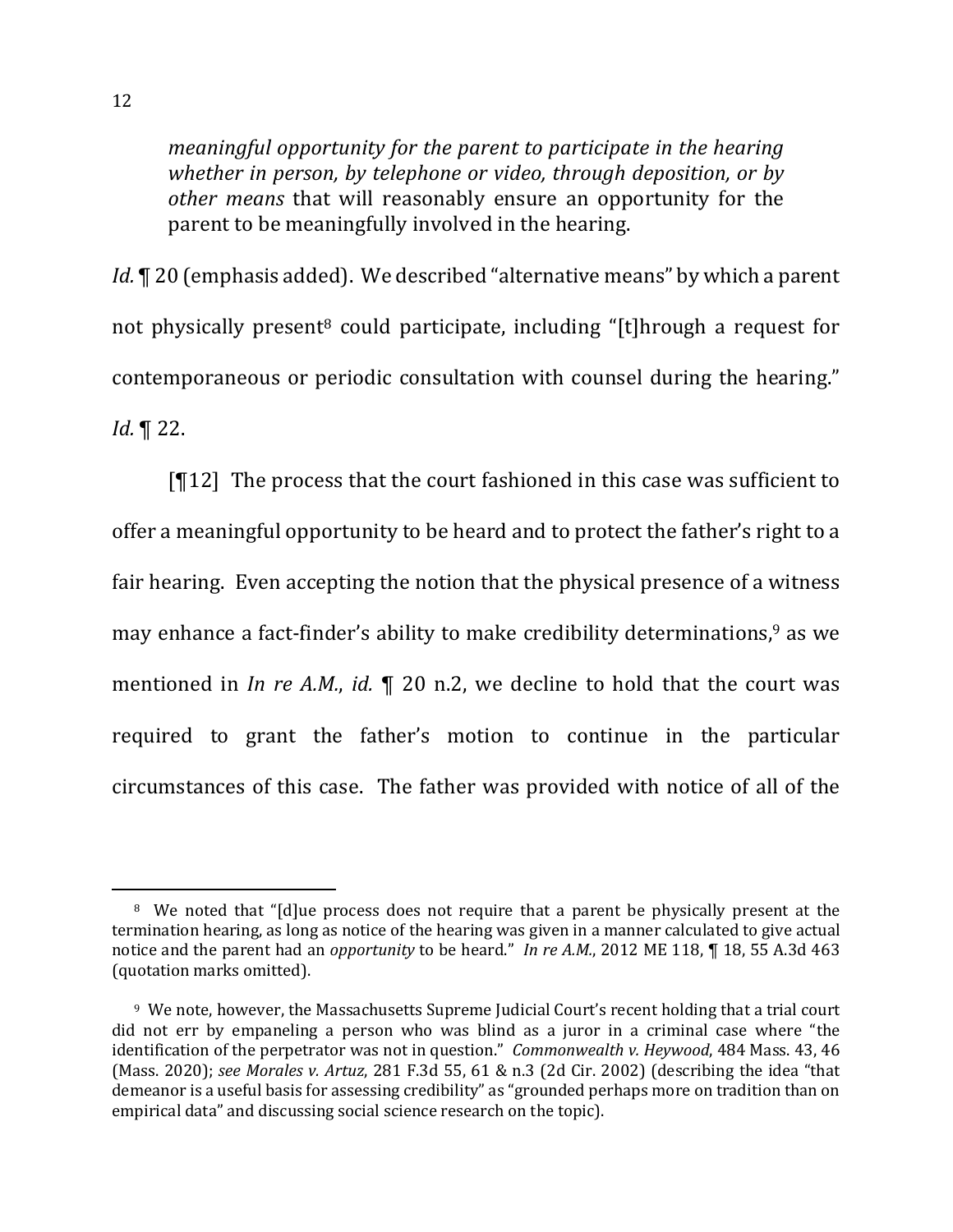> *meaningful opportunity for the parent to participate in the hearing whether in person, by telephone or video, through deposition, or by other means* that will reasonably ensure an opportunity for the parent to be meaningfully involved in the hearing.

*Id.* ¶ 20 (emphasis added). We described "alternative means" by which a parent not physically present[8] could participate, including "[t]hrough a request for contemporaneous or periodic consultation with counsel during the hearing." *Id.* ¶ 22.

[¶12] The process that the court fashioned in this case was sufficient to offer a meaningful opportunity to be heard and to protect the father's right to a fair hearing. Even accepting the notion that the physical presence of a witness may enhance a fact-finder's ability to make credibility determinations,[9] as we mentioned in *In re A.M.*, *id.* ¶ 20 n.2, we decline to hold that the court was required to grant the father's motion to continue in the particular circumstances of this case. The father was provided with notice of all of the

---

[8] We noted that "[d]ue process does not require that a parent be physically present at the termination hearing, as long as notice of the hearing was given in a manner calculated to give actual notice and the parent had an *opportunity* to be heard." *In re A.M.*, 2012 ME 118, ¶ 18, 55 A.3d 463 (quotation marks omitted).

[9] We note, however, the Massachusetts Supreme Judicial Court's recent holding that a trial court did not err by empaneling a person who was blind as a juror in a criminal case where "the identification of the perpetrator was not in question." *Commonwealth v. Heywood*, 484 Mass. 43, 46 (Mass. 2020); *see Morales v. Artuz*, 281 F.3d 55, 61 & n.3 (2d Cir. 2002) (describing the idea "that demeanor is a useful basis for assessing credibility" as "grounded perhaps more on tradition than on empirical data" and discussing social science research on the topic).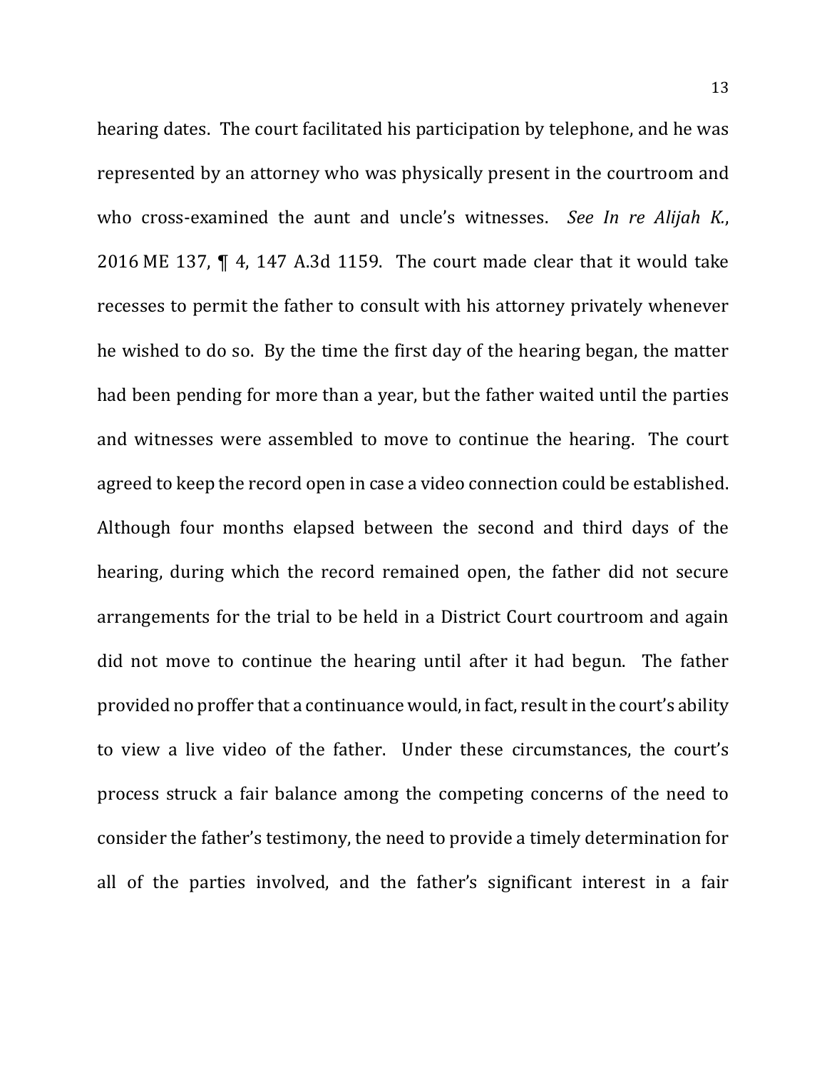hearing dates. The court facilitated his participation by telephone, and he was represented by an attorney who was physically present in the courtroom and who cross-examined the aunt and uncle's witnesses. *See In re Alijah K.*, 2016 ME 137, ¶ 4, 147 A.3d 1159. The court made clear that it would take recesses to permit the father to consult with his attorney privately whenever he wished to do so. By the time the first day of the hearing began, the matter had been pending for more than a year, but the father waited until the parties and witnesses were assembled to move to continue the hearing. The court agreed to keep the record open in case a video connection could be established. Although four months elapsed between the second and third days of the hearing, during which the record remained open, the father did not secure arrangements for the trial to be held in a District Court courtroom and again did not move to continue the hearing until after it had begun. The father provided no proffer that a continuance would, in fact, result in the court's ability to view a live video of the father. Under these circumstances, the court's process struck a fair balance among the competing concerns of the need to consider the father's testimony, the need to provide a timely determination for all of the parties involved, and the father's significant interest in a fair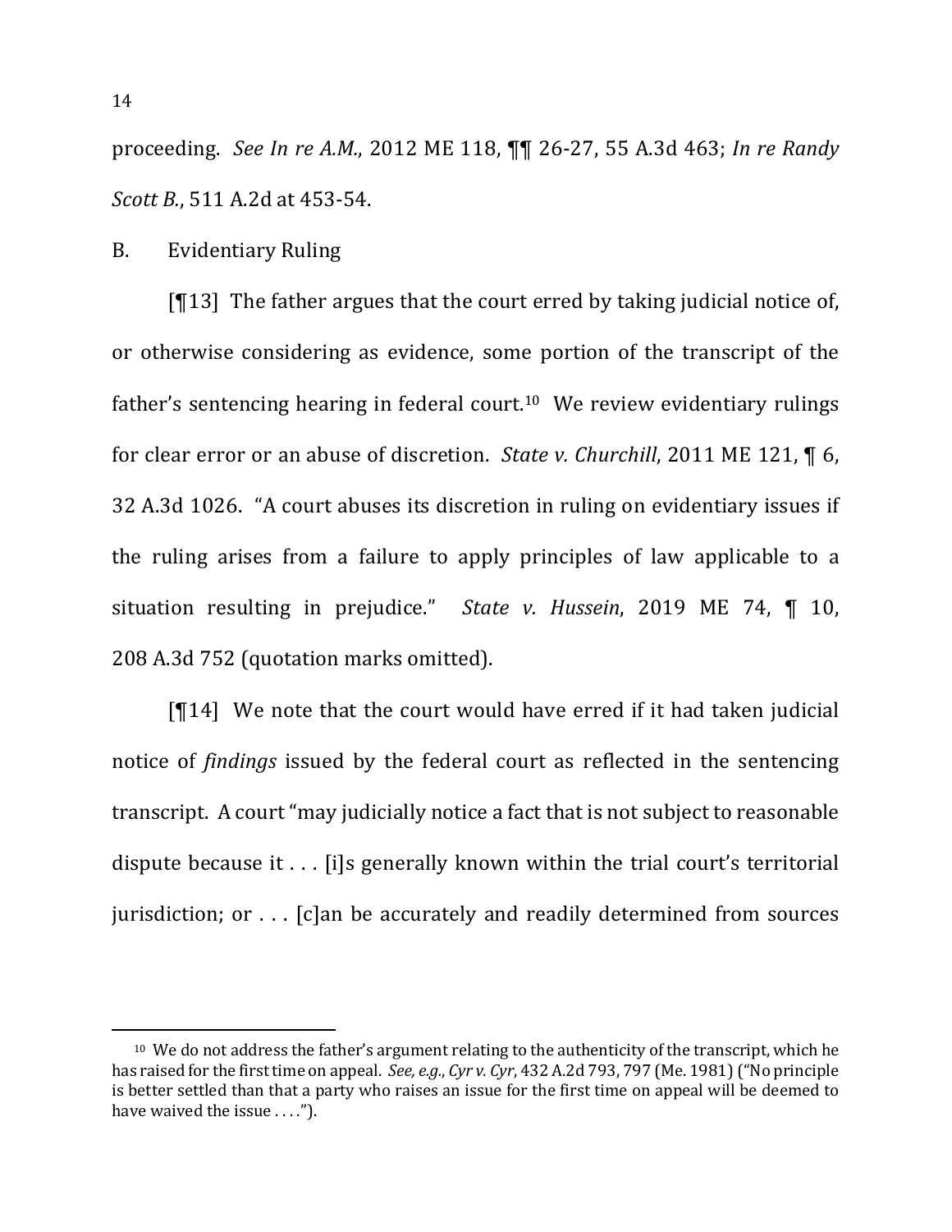proceeding. *See In re A.M.*, 2012 ME 118, ¶¶ 26-27, 55 A.3d 463; *In re Randy Scott B.*, 511 A.2d at 453-54.

B. Evidentiary Ruling

[¶13] The father argues that the court erred by taking judicial notice of, or otherwise considering as evidence, some portion of the transcript of the father's sentencing hearing in federal court.[10] We review evidentiary rulings for clear error or an abuse of discretion. *State v. Churchill*, 2011 ME 121, ¶ 6, 32 A.3d 1026. "A court abuses its discretion in ruling on evidentiary issues if the ruling arises from a failure to apply principles of law applicable to a situation resulting in prejudice." *State v. Hussein*, 2019 ME 74, ¶ 10, 208 A.3d 752 (quotation marks omitted).

[¶14] We note that the court would have erred if it had taken judicial notice of *findings* issued by the federal court as reflected in the sentencing transcript. A court "may judicially notice a fact that is not subject to reasonable dispute because it . . . [i]s generally known within the trial court's territorial jurisdiction; or . . . [c]an be accurately and readily determined from sources

---

[10] We do not address the father's argument relating to the authenticity of the transcript, which he has raised for the first time on appeal. *See, e.g.*, *Cyr v. Cyr*, 432 A.2d 793, 797 (Me. 1981) ("No principle is better settled than that a party who raises an issue for the first time on appeal will be deemed to have waived the issue . . . .").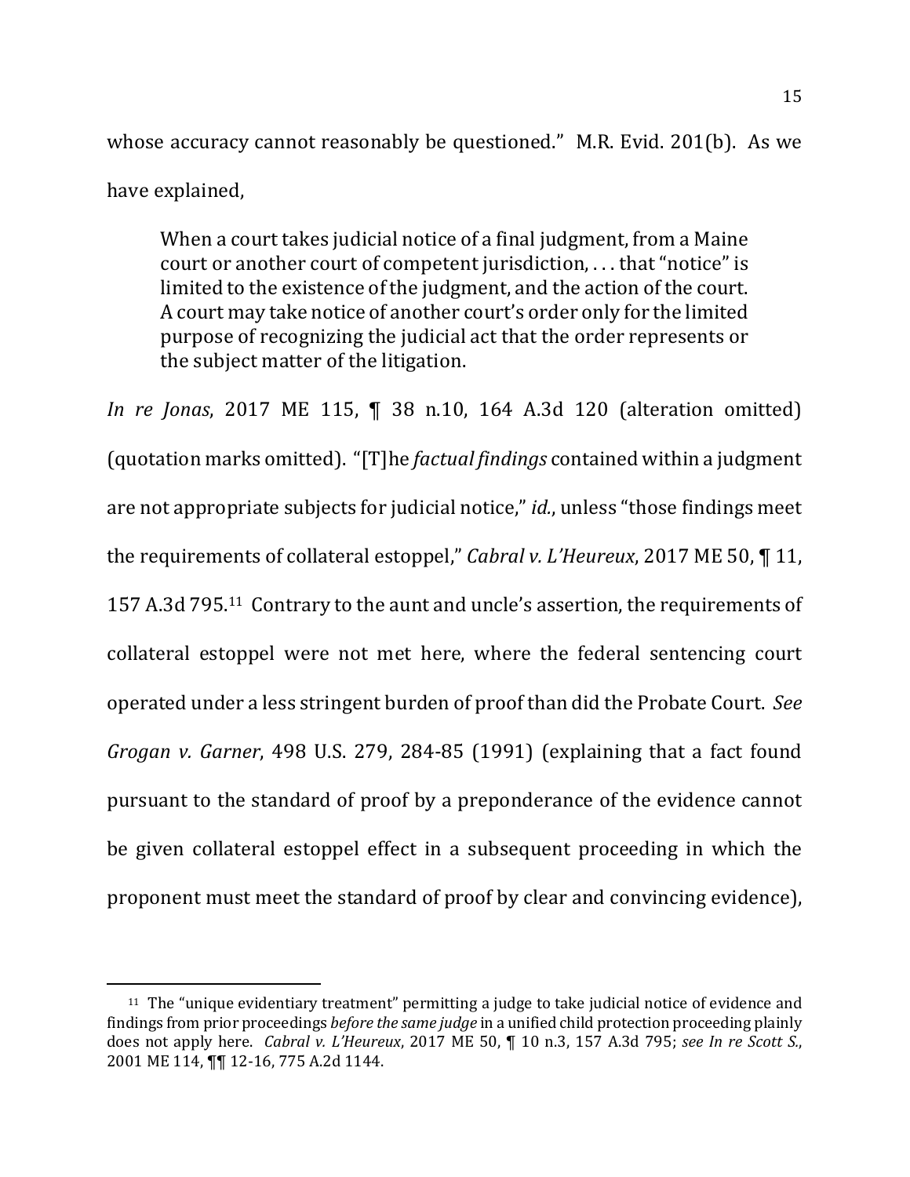whose accuracy cannot reasonably be questioned." M.R. Evid. 201(b). As we have explained,

> When a court takes judicial notice of a final judgment, from a Maine court or another court of competent jurisdiction, . . . that "notice" is limited to the existence of the judgment, and the action of the court. A court may take notice of another court's order only for the limited purpose of recognizing the judicial act that the order represents or the subject matter of the litigation.

*In re Jonas*, 2017 ME 115, ¶ 38 n.10, 164 A.3d 120 (alteration omitted) (quotation marks omitted). "[T]he *factual findings* contained within a judgment are not appropriate subjects for judicial notice," *id.*, unless "those findings meet the requirements of collateral estoppel," *Cabral v. L'Heureux*, 2017 ME 50, ¶ 11, 157 A.3d 795.[11] Contrary to the aunt and uncle's assertion, the requirements of collateral estoppel were not met here, where the federal sentencing court operated under a less stringent burden of proof than did the Probate Court. *See Grogan v. Garner*, 498 U.S. 279, 284-85 (1991) (explaining that a fact found pursuant to the standard of proof by a preponderance of the evidence cannot be given collateral estoppel effect in a subsequent proceeding in which the proponent must meet the standard of proof by clear and convincing evidence),

---

[11] The "unique evidentiary treatment" permitting a judge to take judicial notice of evidence and findings from prior proceedings *before the same judge* in a unified child protection proceeding plainly does not apply here. *Cabral v. L'Heureux*, 2017 ME 50, ¶ 10 n.3, 157 A.3d 795; *see In re Scott S.*, 2001 ME 114, ¶¶ 12-16, 775 A.2d 1144.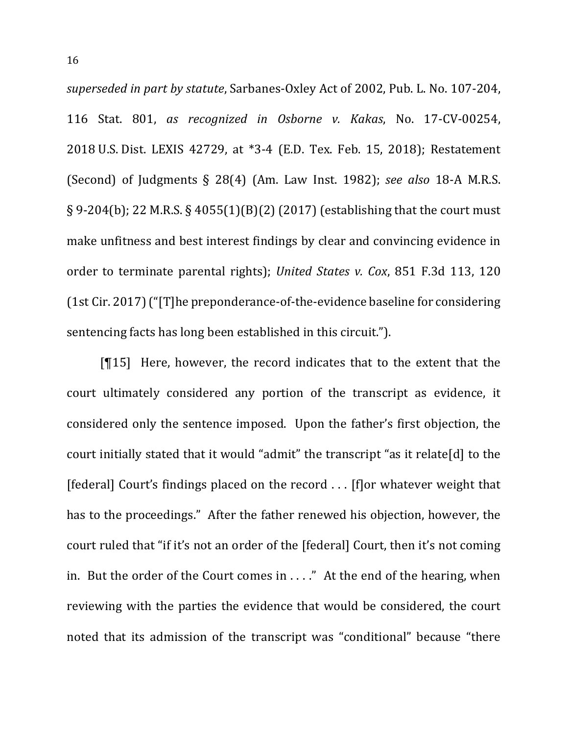*superseded in part by statute*, Sarbanes-Oxley Act of 2002, Pub. L. No. 107-204, 116 Stat. 801, *as recognized in Osborne v. Kakas*, No. 17-CV-00254, 2018 U.S. Dist. LEXIS 42729, at *3-4 (E.D. Tex. Feb. 15, 2018); Restatement (Second) of Judgments § 28(4) (Am. Law Inst. 1982); *see also* 18-A M.R.S. § 9-204(b); 22 M.R.S. § 4055(1)(B)(2) (2017) (establishing that the court must make unfitness and best interest findings by clear and convincing evidence in order to terminate parental rights); *United States v. Cox*, 851 F.3d 113, 120 (1st Cir. 2017) ("[T]he preponderance-of-the-evidence baseline for considering sentencing facts has long been established in this circuit.").

[¶15] Here, however, the record indicates that to the extent that the court ultimately considered any portion of the transcript as evidence, it considered only the sentence imposed. Upon the father's first objection, the court initially stated that it would "admit" the transcript "as it relate[d] to the [federal] Court's findings placed on the record . . . [f]or whatever weight that has to the proceedings." After the father renewed his objection, however, the court ruled that "if it's not an order of the [federal] Court, then it's not coming in. But the order of the Court comes in . . . ." At the end of the hearing, when reviewing with the parties the evidence that would be considered, the court noted that its admission of the transcript was "conditional" because "there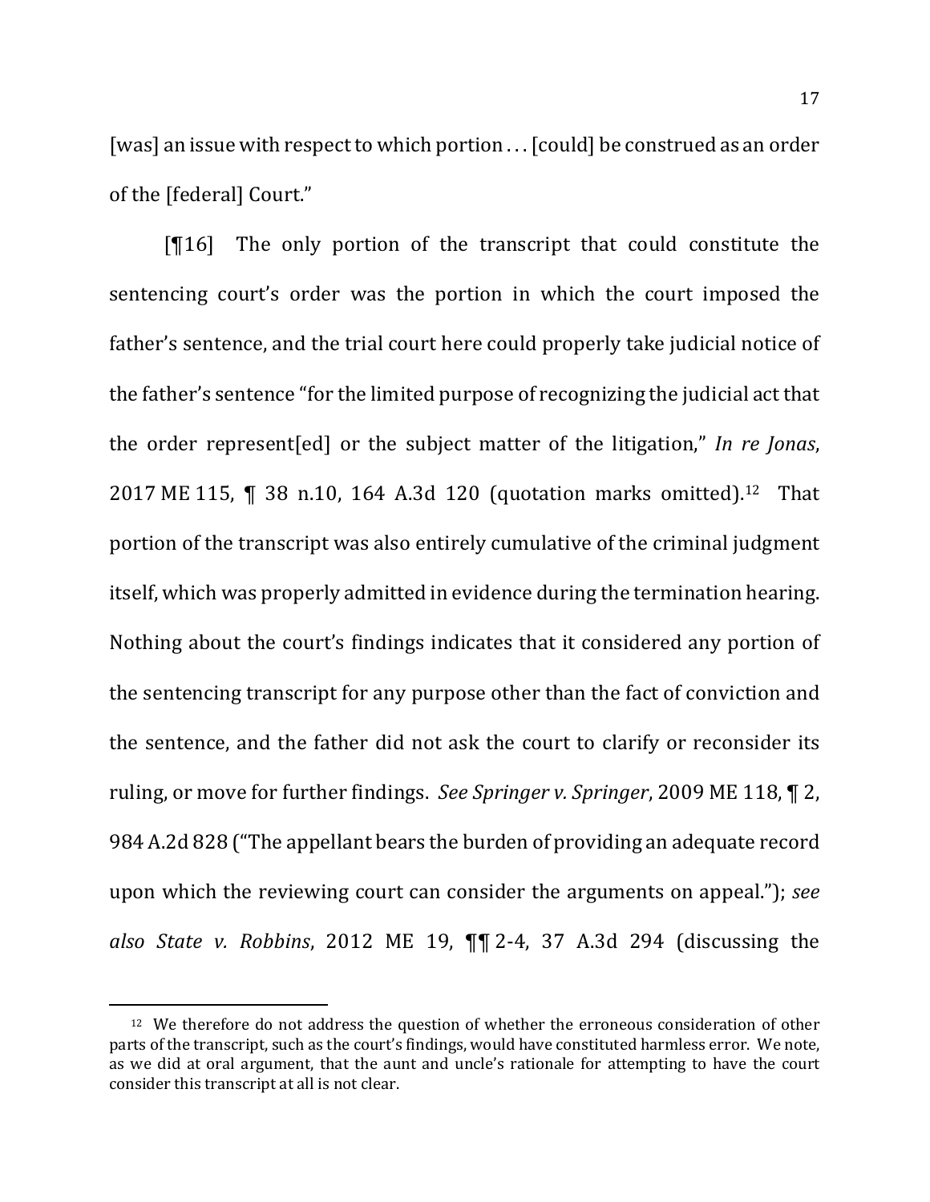[was] an issue with respect to which portion . . . [could] be construed as an order of the [federal] Court."

[¶16] The only portion of the transcript that could constitute the sentencing court's order was the portion in which the court imposed the father's sentence, and the trial court here could properly take judicial notice of the father's sentence "for the limited purpose of recognizing the judicial act that the order represent[ed] or the subject matter of the litigation," *In re Jonas*, 2017 ME 115, ¶ 38 n.10, 164 A.3d 120 (quotation marks omitted).[12] That portion of the transcript was also entirely cumulative of the criminal judgment itself, which was properly admitted in evidence during the termination hearing. Nothing about the court's findings indicates that it considered any portion of the sentencing transcript for any purpose other than the fact of conviction and the sentence, and the father did not ask the court to clarify or reconsider its ruling, or move for further findings. *See Springer v. Springer*, 2009 ME 118, ¶ 2, 984 A.2d 828 ("The appellant bears the burden of providing an adequate record upon which the reviewing court can consider the arguments on appeal."); *see also State v. Robbins*, 2012 ME 19, ¶¶ 2-4, 37 A.3d 294 (discussing the

---

[12] We therefore do not address the question of whether the erroneous consideration of other parts of the transcript, such as the court's findings, would have constituted harmless error. We note, as we did at oral argument, that the aunt and uncle's rationale for attempting to have the court consider this transcript at all is not clear.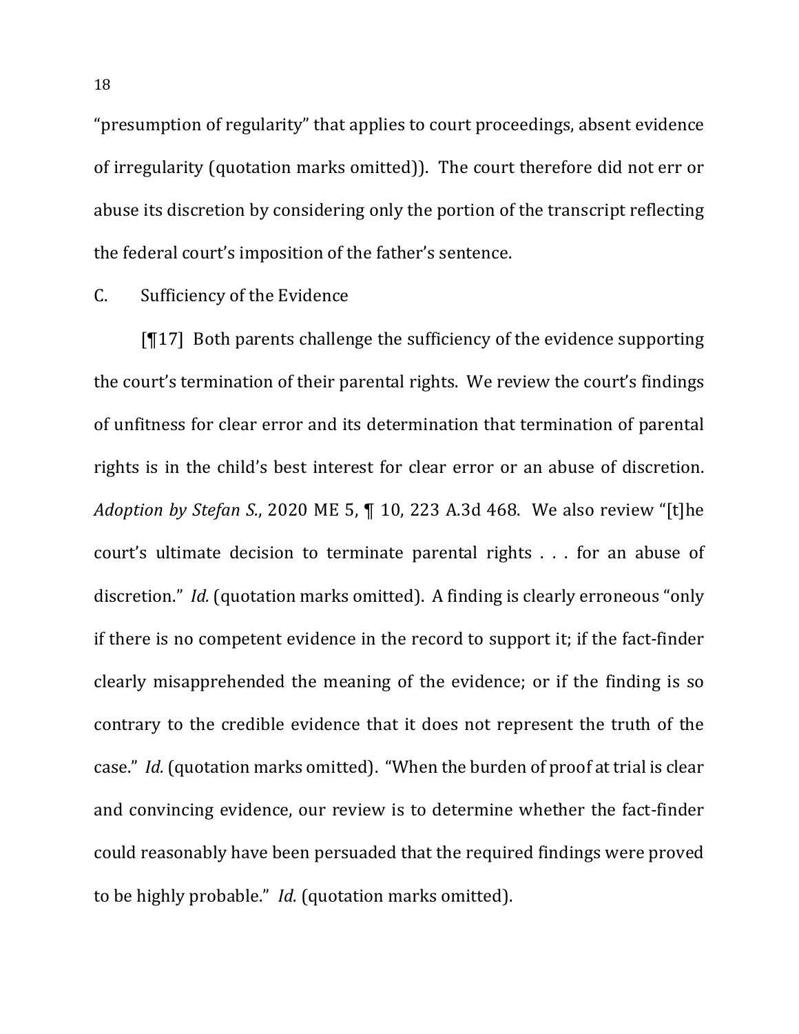"presumption of regularity" that applies to court proceedings, absent evidence of irregularity (quotation marks omitted)). The court therefore did not err or abuse its discretion by considering only the portion of the transcript reflecting the federal court's imposition of the father's sentence.

C. Sufficiency of the Evidence

[¶17] Both parents challenge the sufficiency of the evidence supporting the court's termination of their parental rights. We review the court's findings of unfitness for clear error and its determination that termination of parental rights is in the child's best interest for clear error or an abuse of discretion. *Adoption by Stefan S.*, 2020 ME 5, ¶ 10, 223 A.3d 468. We also review "[t]he court's ultimate decision to terminate parental rights . . . for an abuse of discretion." *Id.* (quotation marks omitted). A finding is clearly erroneous "only if there is no competent evidence in the record to support it; if the fact-finder clearly misapprehended the meaning of the evidence; or if the finding is so contrary to the credible evidence that it does not represent the truth of the case." *Id.* (quotation marks omitted). "When the burden of proof at trial is clear and convincing evidence, our review is to determine whether the fact-finder could reasonably have been persuaded that the required findings were proved to be highly probable." *Id.* (quotation marks omitted).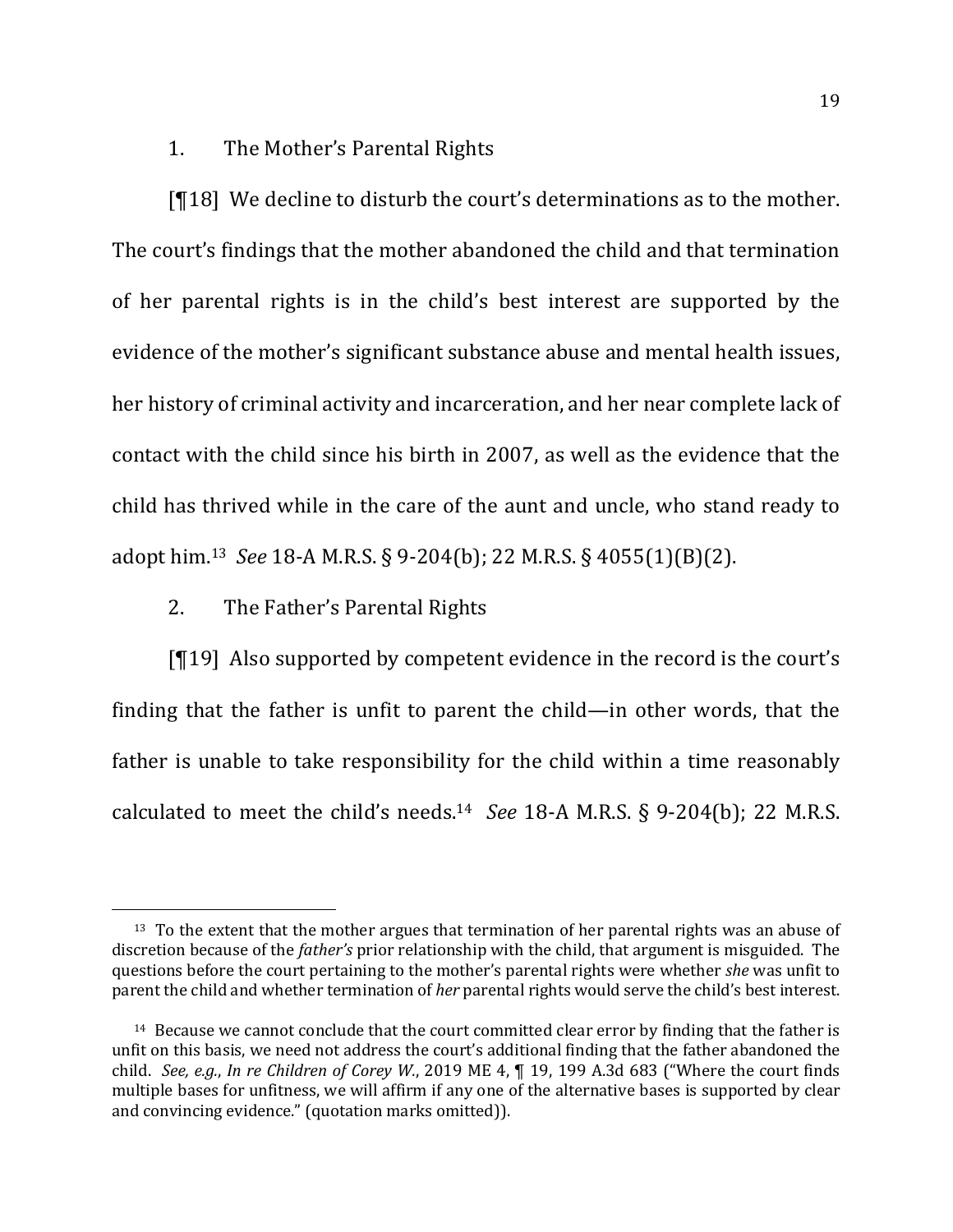1. The Mother's Parental Rights

[¶18] We decline to disturb the court's determinations as to the mother. The court's findings that the mother abandoned the child and that termination of her parental rights is in the child's best interest are supported by the evidence of the mother's significant substance abuse and mental health issues, her history of criminal activity and incarceration, and her near complete lack of contact with the child since his birth in 2007, as well as the evidence that the child has thrived while in the care of the aunt and uncle, who stand ready to adopt him.[13] *See* 18-A M.R.S. § 9-204(b); 22 M.R.S. § 4055(1)(B)(2).

2. The Father's Parental Rights

[¶19] Also supported by competent evidence in the record is the court's finding that the father is unfit to parent the child—in other words, that the father is unable to take responsibility for the child within a time reasonably calculated to meet the child's needs.[14] *See* 18-A M.R.S. § 9-204(b); 22 M.R.S.

---

[13] To the extent that the mother argues that termination of her parental rights was an abuse of discretion because of the *father's* prior relationship with the child, that argument is misguided. The questions before the court pertaining to the mother's parental rights were whether *she* was unfit to parent the child and whether termination of *her* parental rights would serve the child's best interest.

[14] Because we cannot conclude that the court committed clear error by finding that the father is unfit on this basis, we need not address the court's additional finding that the father abandoned the child. *See, e.g.*, *In re Children of Corey W.*, 2019 ME 4, ¶ 19, 199 A.3d 683 ("Where the court finds multiple bases for unfitness, we will affirm if any one of the alternative bases is supported by clear and convincing evidence." (quotation marks omitted)).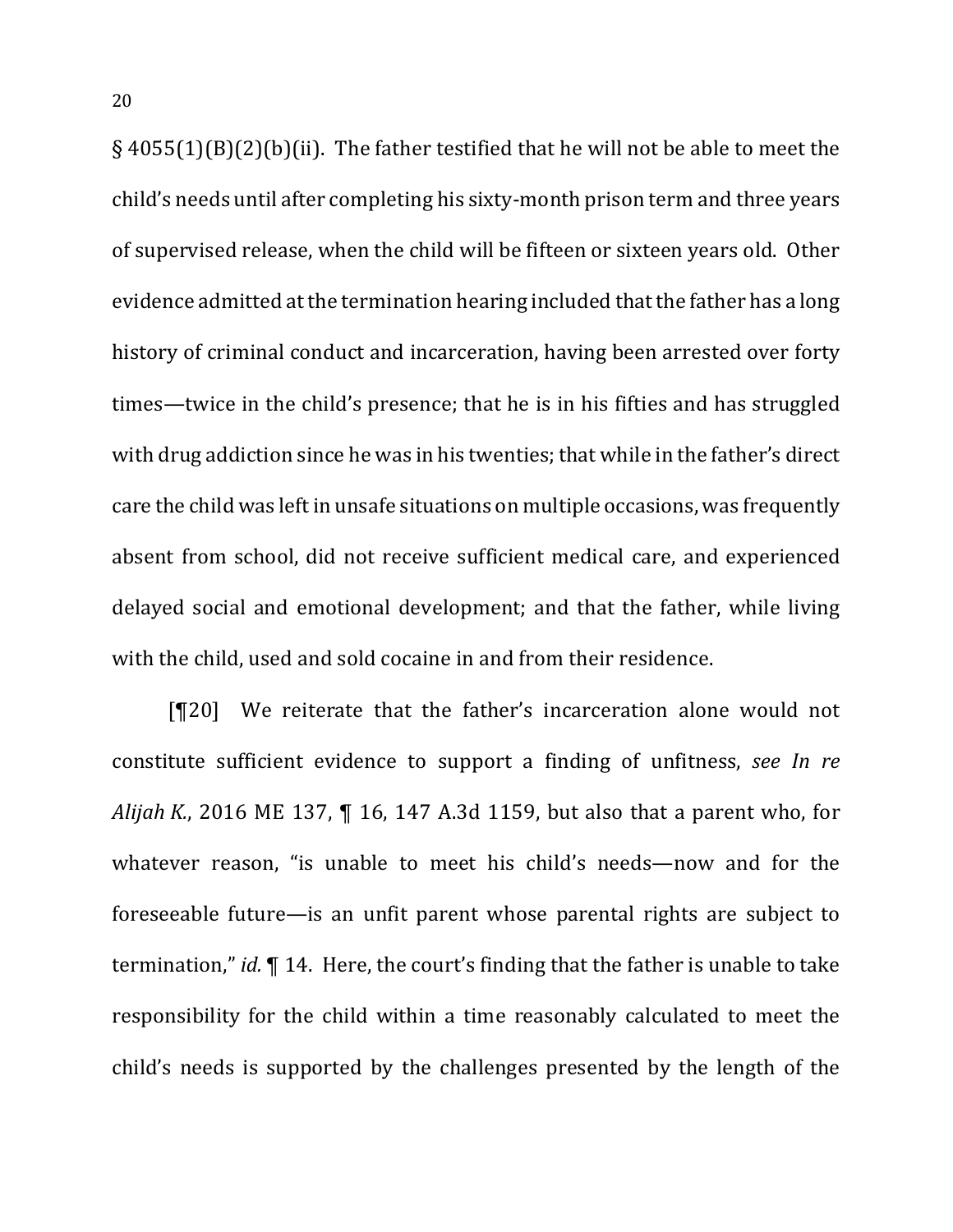§ 4055(1)(B)(2)(b)(ii). The father testified that he will not be able to meet the child's needs until after completing his sixty-month prison term and three years of supervised release, when the child will be fifteen or sixteen years old. Other evidence admitted at the termination hearing included that the father has a long history of criminal conduct and incarceration, having been arrested over forty times—twice in the child's presence; that he is in his fifties and has struggled with drug addiction since he was in his twenties; that while in the father's direct care the child was left in unsafe situations on multiple occasions, was frequently absent from school, did not receive sufficient medical care, and experienced delayed social and emotional development; and that the father, while living with the child, used and sold cocaine in and from their residence.

[¶20] We reiterate that the father's incarceration alone would not constitute sufficient evidence to support a finding of unfitness, *see In re Alijah K.*, 2016 ME 137, ¶ 16, 147 A.3d 1159, but also that a parent who, for whatever reason, "is unable to meet his child's needs—now and for the foreseeable future—is an unfit parent whose parental rights are subject to termination," *id.* ¶ 14. Here, the court's finding that the father is unable to take responsibility for the child within a time reasonably calculated to meet the child's needs is supported by the challenges presented by the length of the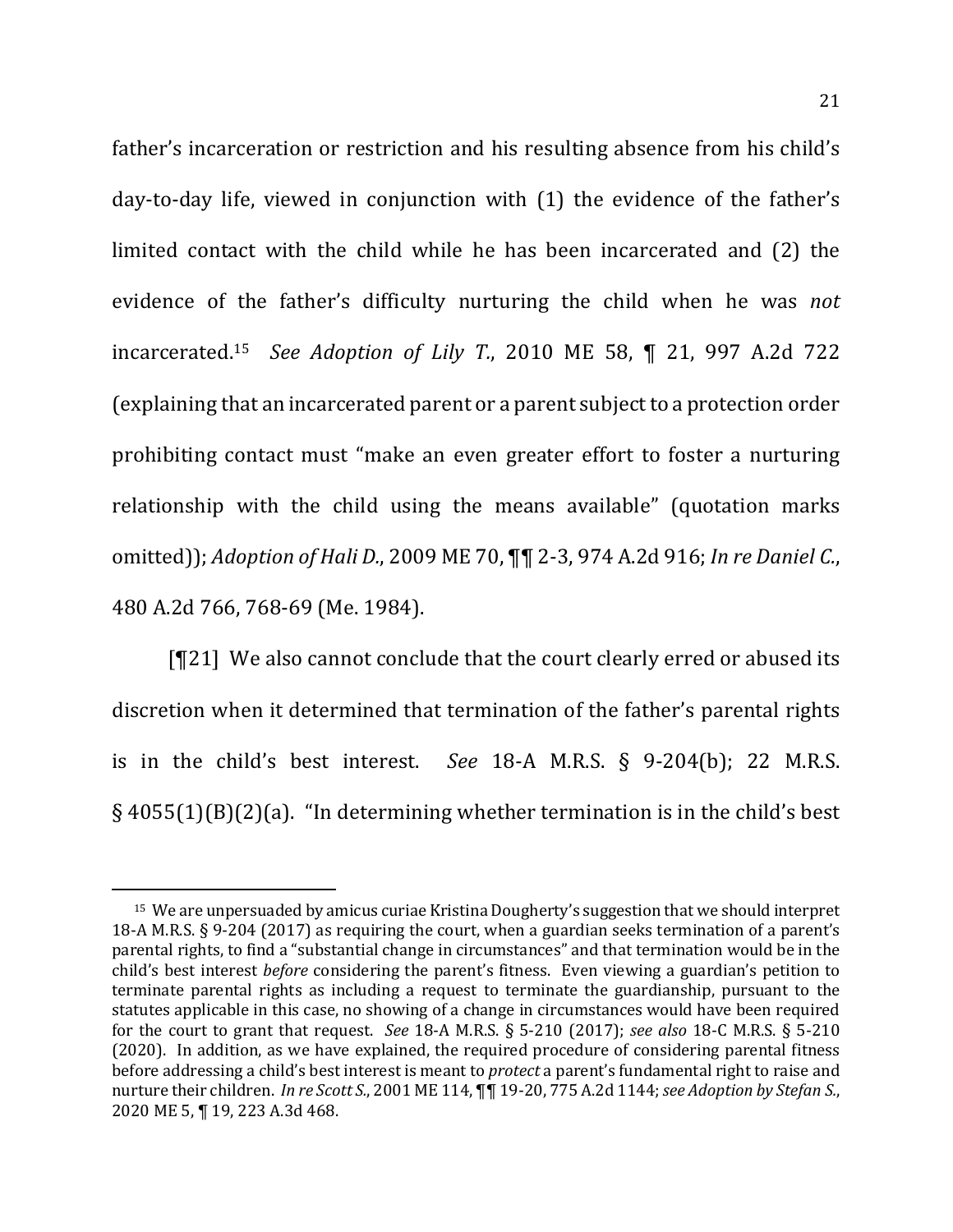father's incarceration or restriction and his resulting absence from his child's day-to-day life, viewed in conjunction with (1) the evidence of the father's limited contact with the child while he has been incarcerated and (2) the evidence of the father's difficulty nurturing the child when he was *not* incarcerated.[15] *See Adoption of Lily T.*, 2010 ME 58, ¶ 21, 997 A.2d 722 (explaining that an incarcerated parent or a parent subject to a protection order prohibiting contact must "make an even greater effort to foster a nurturing relationship with the child using the means available" (quotation marks omitted)); *Adoption of Hali D.*, 2009 ME 70, ¶¶ 2-3, 974 A.2d 916; *In re Daniel C.*, 480 A.2d 766, 768-69 (Me. 1984).

[¶21] We also cannot conclude that the court clearly erred or abused its discretion when it determined that termination of the father's parental rights is in the child's best interest. *See* 18-A M.R.S. § 9-204(b); 22 M.R.S. § 4055(1)(B)(2)(a). "In determining whether termination is in the child's best

---

[15] We are unpersuaded by amicus curiae Kristina Dougherty's suggestion that we should interpret 18-A M.R.S. § 9-204 (2017) as requiring the court, when a guardian seeks termination of a parent's parental rights, to find a "substantial change in circumstances" and that termination would be in the child's best interest *before* considering the parent's fitness. Even viewing a guardian's petition to terminate parental rights as including a request to terminate the guardianship, pursuant to the statutes applicable in this case, no showing of a change in circumstances would have been required for the court to grant that request. *See* 18-A M.R.S. § 5-210 (2017); *see also* 18-C M.R.S. § 5-210 (2020). In addition, as we have explained, the required procedure of considering parental fitness before addressing a child's best interest is meant to *protect* a parent's fundamental right to raise and nurture their children. *In re Scott S.*, 2001 ME 114, ¶¶ 19-20, 775 A.2d 1144; *see Adoption by Stefan S.*, 2020 ME 5, ¶ 19, 223 A.3d 468.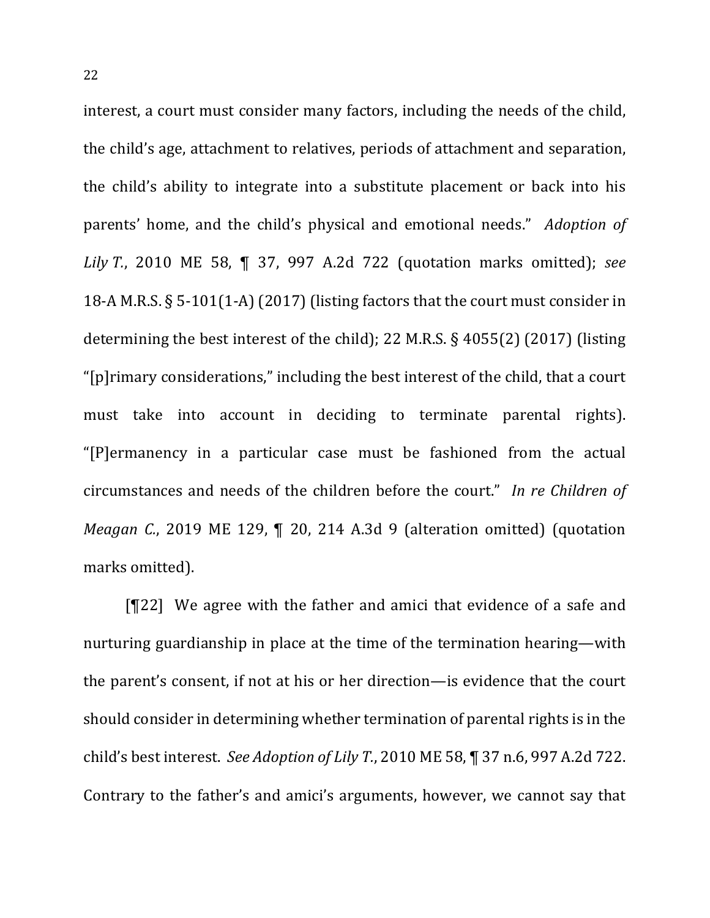interest, a court must consider many factors, including the needs of the child, the child's age, attachment to relatives, periods of attachment and separation, the child's ability to integrate into a substitute placement or back into his parents' home, and the child's physical and emotional needs." *Adoption of Lily T.*, 2010 ME 58, ¶ 37, 997 A.2d 722 (quotation marks omitted); *see* 18-A M.R.S. § 5-101(1-A) (2017) (listing factors that the court must consider in determining the best interest of the child); 22 M.R.S. § 4055(2) (2017) (listing "[p]rimary considerations," including the best interest of the child, that a court must take into account in deciding to terminate parental rights). "[P]ermanency in a particular case must be fashioned from the actual circumstances and needs of the children before the court." *In re Children of Meagan C.*, 2019 ME 129, ¶ 20, 214 A.3d 9 (alteration omitted) (quotation marks omitted).

[¶22] We agree with the father and amici that evidence of a safe and nurturing guardianship in place at the time of the termination hearing—with the parent's consent, if not at his or her direction—is evidence that the court should consider in determining whether termination of parental rights is in the child's best interest. *See Adoption of Lily T.*, 2010 ME 58, ¶ 37 n.6, 997 A.2d 722. Contrary to the father's and amici's arguments, however, we cannot say that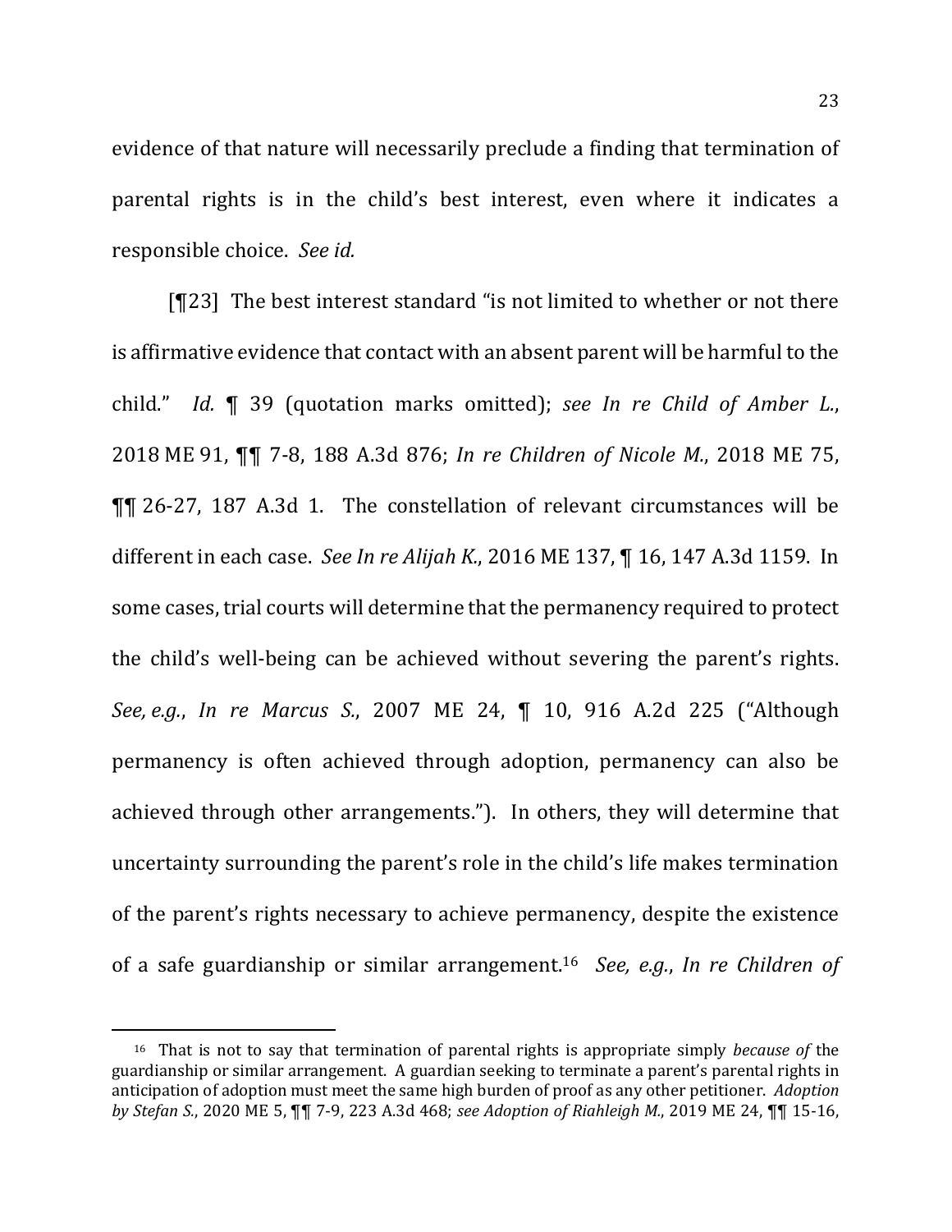evidence of that nature will necessarily preclude a finding that termination of parental rights is in the child's best interest, even where it indicates a responsible choice. *See id.*

[¶23] The best interest standard "is not limited to whether or not there is affirmative evidence that contact with an absent parent will be harmful to the child." *Id.* ¶ 39 (quotation marks omitted); *see In re Child of Amber L.*, 2018 ME 91, ¶¶ 7-8, 188 A.3d 876; *In re Children of Nicole M.*, 2018 ME 75, ¶¶ 26-27, 187 A.3d 1. The constellation of relevant circumstances will be different in each case. *See In re Alijah K.*, 2016 ME 137, ¶ 16, 147 A.3d 1159. In some cases, trial courts will determine that the permanency required to protect the child's well-being can be achieved without severing the parent's rights. *See, e.g.*, *In re Marcus S.*, 2007 ME 24, ¶ 10, 916 A.2d 225 ("Although permanency is often achieved through adoption, permanency can also be achieved through other arrangements."). In others, they will determine that uncertainty surrounding the parent's role in the child's life makes termination of the parent's rights necessary to achieve permanency, despite the existence of a safe guardianship or similar arrangement.[16] *See, e.g.*, *In re Children of*

[16] That is not to say that termination of parental rights is appropriate simply *because of* the guardianship or similar arrangement. A guardian seeking to terminate a parent's parental rights in anticipation of adoption must meet the same high burden of proof as any other petitioner. *Adoption by Stefan S.*, 2020 ME 5, ¶¶ 7-9, 223 A.3d 468; *see Adoption of Riahleigh M.*, 2019 ME 24, ¶¶ 15-16,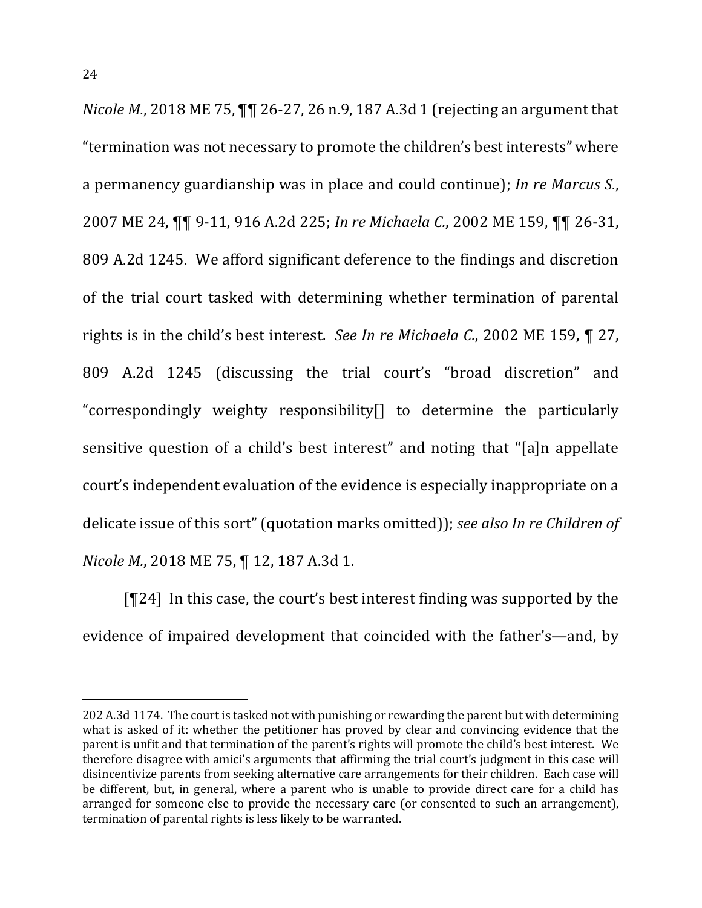*Nicole M.*, 2018 ME 75, ¶¶ 26-27, 26 n.9, 187 A.3d 1 (rejecting an argument that "termination was not necessary to promote the children's best interests" where a permanency guardianship was in place and could continue); *In re Marcus S.*, 2007 ME 24, ¶¶ 9-11, 916 A.2d 225; *In re Michaela C.*, 2002 ME 159, ¶¶ 26-31, 809 A.2d 1245. We afford significant deference to the findings and discretion of the trial court tasked with determining whether termination of parental rights is in the child's best interest. *See In re Michaela C.*, 2002 ME 159, ¶ 27, 809 A.2d 1245 (discussing the trial court's "broad discretion" and "correspondingly weighty responsibility[] to determine the particularly sensitive question of a child's best interest" and noting that "[a]n appellate court's independent evaluation of the evidence is especially inappropriate on a delicate issue of this sort" (quotation marks omitted)); *see also In re Children of Nicole M.*, 2018 ME 75, ¶ 12, 187 A.3d 1.

[¶24] In this case, the court's best interest finding was supported by the evidence of impaired development that coincided with the father's—and, by

---

202 A.3d 1174. The court is tasked not with punishing or rewarding the parent but with determining what is asked of it: whether the petitioner has proved by clear and convincing evidence that the parent is unfit and that termination of the parent's rights will promote the child's best interest. We therefore disagree with amici's arguments that affirming the trial court's judgment in this case will disincentivize parents from seeking alternative care arrangements for their children. Each case will be different, but, in general, where a parent who is unable to provide direct care for a child has arranged for someone else to provide the necessary care (or consented to such an arrangement), termination of parental rights is less likely to be warranted.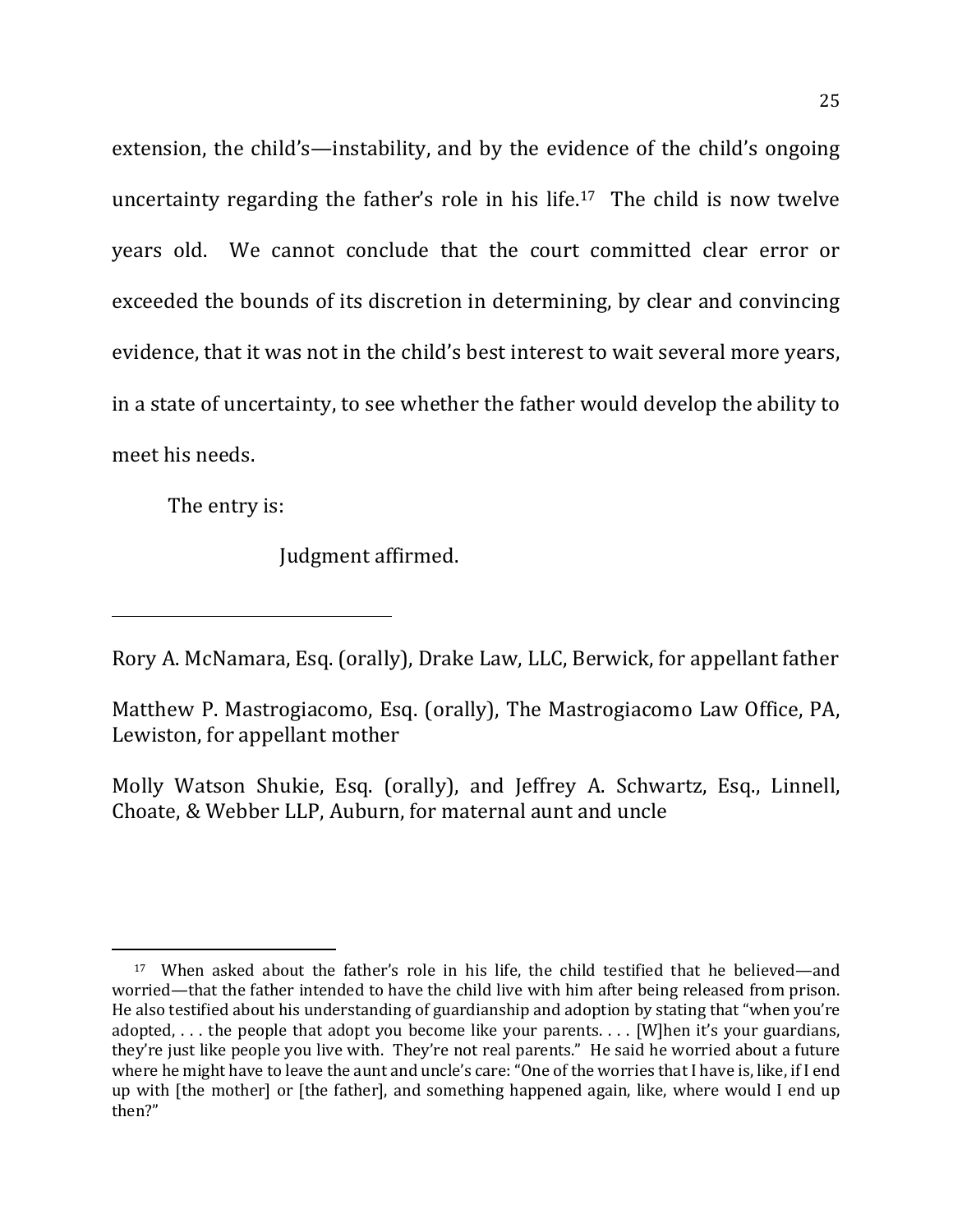extension, the child's—instability, and by the evidence of the child's ongoing uncertainty regarding the father's role in his life.[17] The child is now twelve years old. We cannot conclude that the court committed clear error or exceeded the bounds of its discretion in determining, by clear and convincing evidence, that it was not in the child's best interest to wait several more years, in a state of uncertainty, to see whether the father would develop the ability to meet his needs.

The entry is:

Judgment affirmed.

---

Rory A. McNamara, Esq. (orally), Drake Law, LLC, Berwick, for appellant father

Matthew P. Mastrogiacomo, Esq. (orally), The Mastrogiacomo Law Office, PA, Lewiston, for appellant mother

Molly Watson Shukie, Esq. (orally), and Jeffrey A. Schwartz, Esq., Linnell, Choate, & Webber LLP, Auburn, for maternal aunt and uncle

---

[17] When asked about the father's role in his life, the child testified that he believed—and worried—that the father intended to have the child live with him after being released from prison. He also testified about his understanding of guardianship and adoption by stating that "when you're adopted, . . . the people that adopt you become like your parents. . . . [W]hen it's your guardians, they're just like people you live with. They're not real parents." He said he worried about a future where he might have to leave the aunt and uncle's care: "One of the worries that I have is, like, if I end up with [the mother] or [the father], and something happened again, like, where would I end up then?"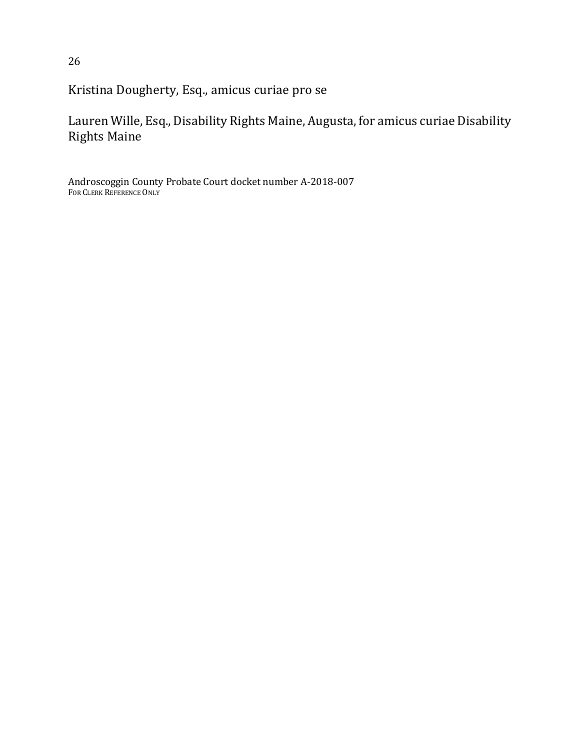Kristina Dougherty, Esq., amicus curiae pro se

Lauren Wille, Esq., Disability Rights Maine, Augusta, for amicus curiae Disability Rights Maine

Androscoggin County Probate Court docket number A-2018-007
FOR CLERK REFERENCE ONLY